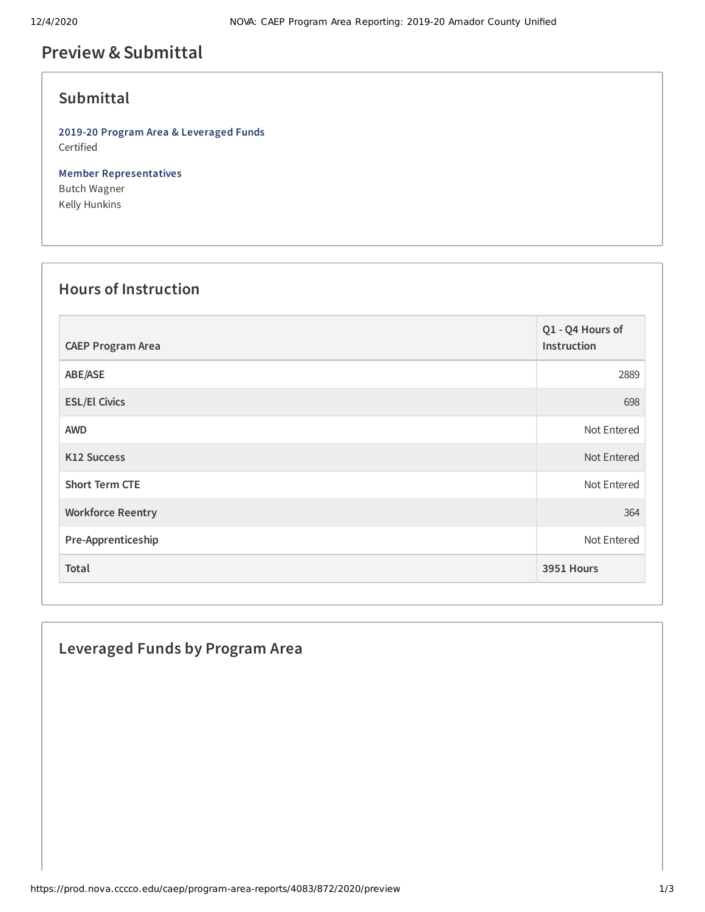# Preview & Submittal

## Submittal

**2019-20 Program Area & Leveraged Funds**
Certified

**Member Representatives**
Butch Wagner
Kelly Hunkins

## Hours of Instruction

| CAEP Program Area | Q1 - Q4 Hours of Instruction |
|---|---|
| ABE/ASE | 2889 |
| ESL/El Civics | 698 |
| AWD | Not Entered |
| K12 Success | Not Entered |
| Short Term CTE | Not Entered |
| Workforce Reentry | 364 |
| Pre-Apprenticeship | Not Entered |
| **Total** | **3951 Hours** |

## Leveraged Funds by Program Area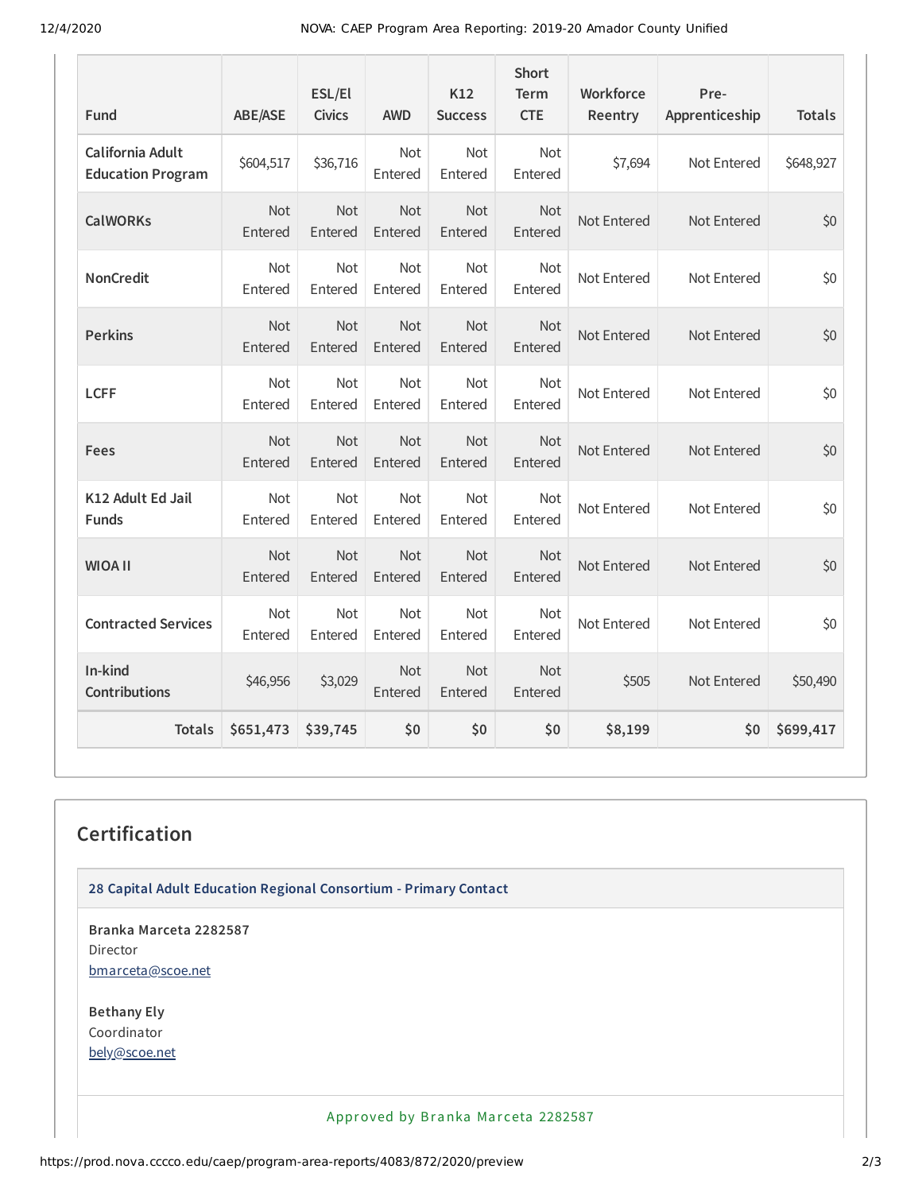| Fund | ABE/ASE | ESL/El Civics | AWD | K12 Success | Short Term CTE | Workforce Reentry | Pre-Apprenticeship | Totals |
|---|---|---|---|---|---|---|---|---|
| California Adult Education Program | $604,517 | $36,716 | Not Entered | Not Entered | Not Entered | $7,694 | Not Entered | $648,927 |
| CalWORKs | Not Entered | Not Entered | Not Entered | Not Entered | Not Entered | Not Entered | Not Entered | $0 |
| NonCredit | Not Entered | Not Entered | Not Entered | Not Entered | Not Entered | Not Entered | Not Entered | $0 |
| Perkins | Not Entered | Not Entered | Not Entered | Not Entered | Not Entered | Not Entered | Not Entered | $0 |
| LCFF | Not Entered | Not Entered | Not Entered | Not Entered | Not Entered | Not Entered | Not Entered | $0 |
| Fees | Not Entered | Not Entered | Not Entered | Not Entered | Not Entered | Not Entered | Not Entered | $0 |
| K12 Adult Ed Jail Funds | Not Entered | Not Entered | Not Entered | Not Entered | Not Entered | Not Entered | Not Entered | $0 |
| WIOA II | Not Entered | Not Entered | Not Entered | Not Entered | Not Entered | Not Entered | Not Entered | $0 |
| Contracted Services | Not Entered | Not Entered | Not Entered | Not Entered | Not Entered | Not Entered | Not Entered | $0 |
| In-kind Contributions | $46,956 | $3,029 | Not Entered | Not Entered | Not Entered | $505 | Not Entered | $50,490 |
| **Totals** | **$651,473** | **$39,745** | **$0** | **$0** | **$0** | **$8,199** | **$0** | **$699,417** |

## Certification

### 28 Capital Adult Education Regional Consortium - Primary Contact

**Branka Marceta 2282587**
Director
bmarceta@scoe.net

**Bethany Ely**
Coordinator
bely@scoe.net

Approved by Branka Marceta 2282587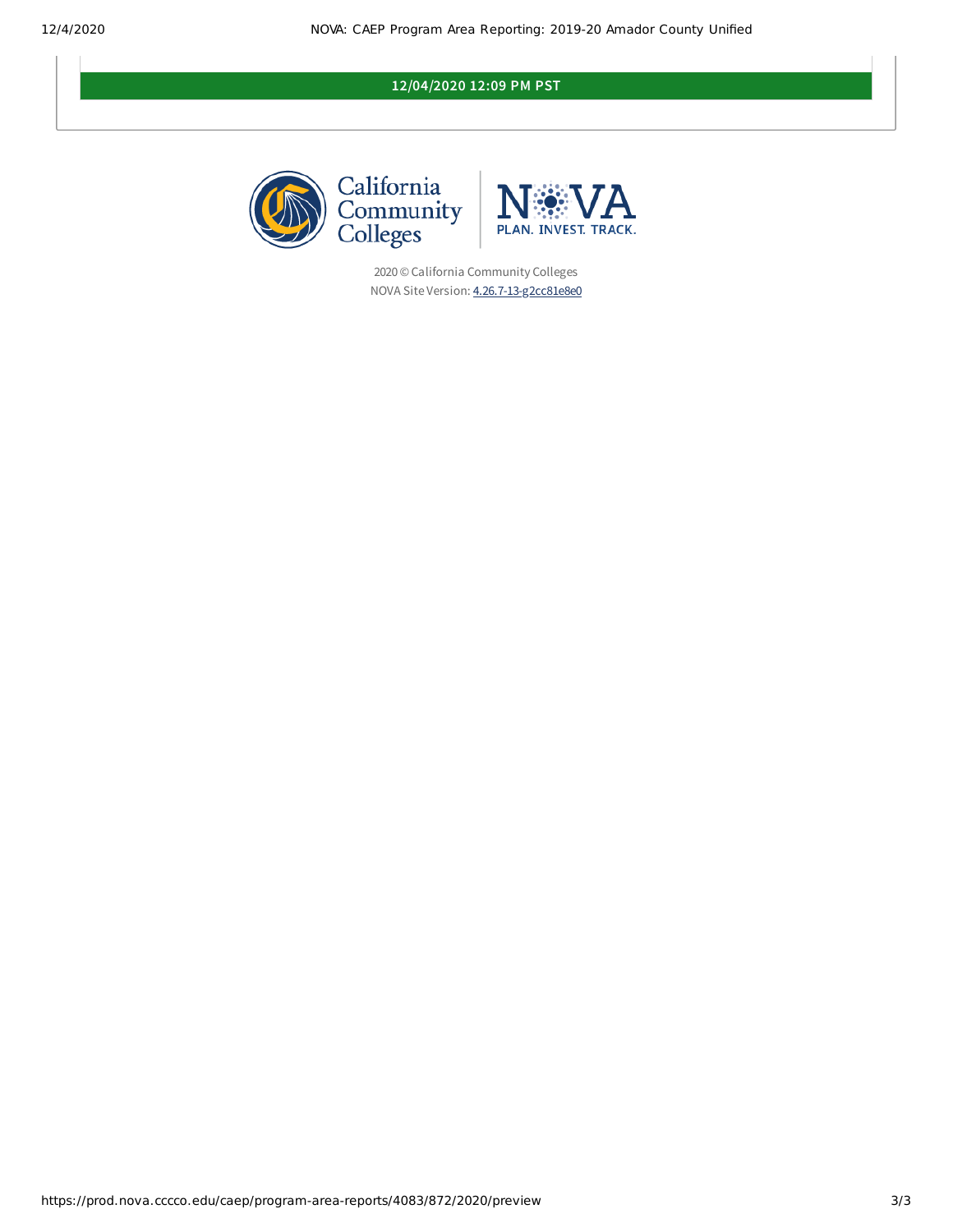12/04/2020 12:09 PM PST

California Community Colleges

NOVA PLAN. INVEST. TRACK.

2020 © California Community Colleges

NOVA Site Version: 4.26.7-13-g2cc81e8e0